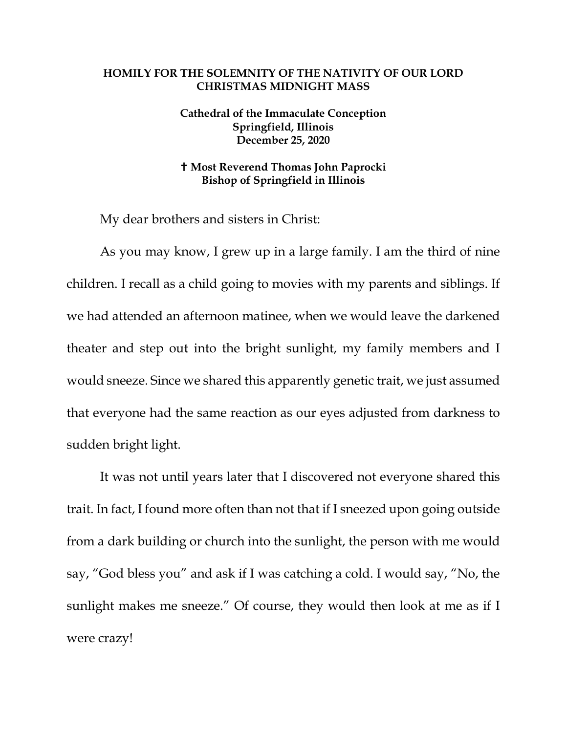**HOMILY FOR THE SOLEMNITY OF THE NATIVITY OF OUR LORD**
**CHRISTMAS MIDNIGHT MASS**

**Cathedral of the Immaculate Conception**
**Springfield, Illinois**
**December 25, 2020**

**✝ Most Reverend Thomas John Paprocki**
**Bishop of Springfield in Illinois**

My dear brothers and sisters in Christ:

As you may know, I grew up in a large family. I am the third of nine children. I recall as a child going to movies with my parents and siblings. If we had attended an afternoon matinee, when we would leave the darkened theater and step out into the bright sunlight, my family members and I would sneeze. Since we shared this apparently genetic trait, we just assumed that everyone had the same reaction as our eyes adjusted from darkness to sudden bright light.

It was not until years later that I discovered not everyone shared this trait. In fact, I found more often than not that if I sneezed upon going outside from a dark building or church into the sunlight, the person with me would say, "God bless you" and ask if I was catching a cold. I would say, "No, the sunlight makes me sneeze." Of course, they would then look at me as if I were crazy!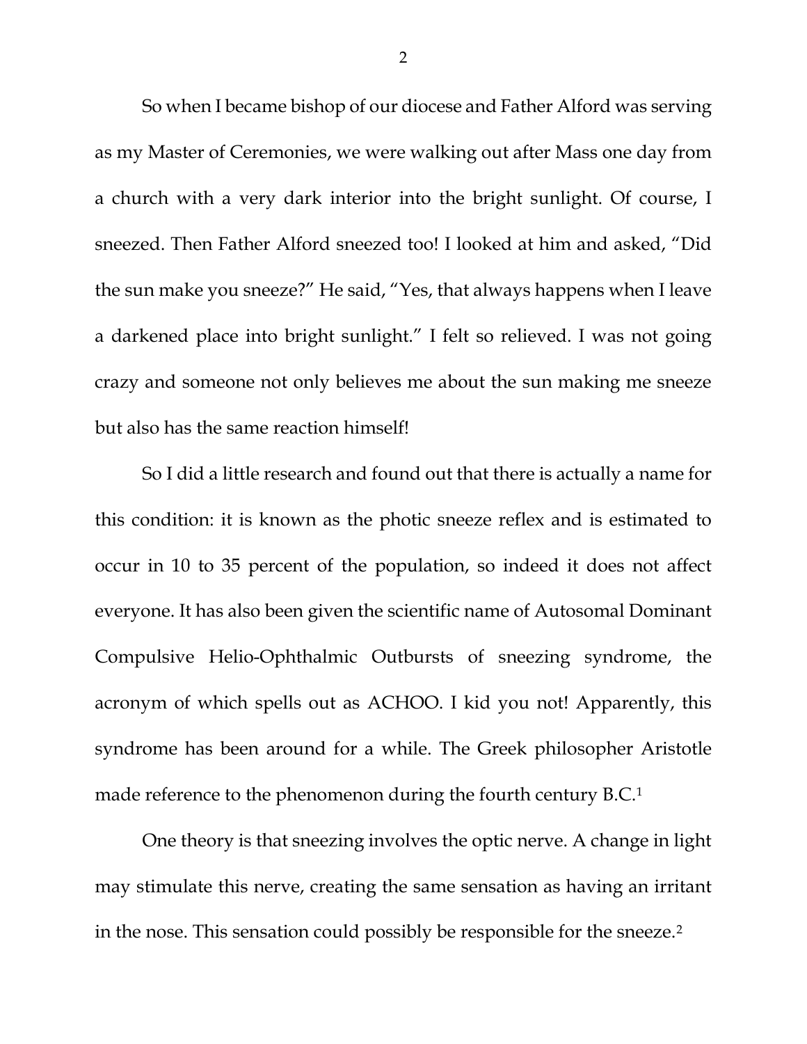So when I became bishop of our diocese and Father Alford was serving as my Master of Ceremonies, we were walking out after Mass one day from a church with a very dark interior into the bright sunlight. Of course, I sneezed. Then Father Alford sneezed too! I looked at him and asked, “Did the sun make you sneeze?” He said, “Yes, that always happens when I leave a darkened place into bright sunlight.” I felt so relieved. I was not going crazy and someone not only believes me about the sun making me sneeze but also has the same reaction himself!

So I did a little research and found out that there is actually a name for this condition: it is known as the photic sneeze reflex and is estimated to occur in 10 to 35 percent of the population, so indeed it does not affect everyone. It has also been given the scientific name of Autosomal Dominant Compulsive Helio-Ophthalmic Outbursts of sneezing syndrome, the acronym of which spells out as ACHOO. I kid you not! Apparently, this syndrome has been around for a while. The Greek philosopher Aristotle made reference to the phenomenon during the fourth century B.C.[1]

One theory is that sneezing involves the optic nerve. A change in light may stimulate this nerve, creating the same sensation as having an irritant in the nose. This sensation could possibly be responsible for the sneeze.[2]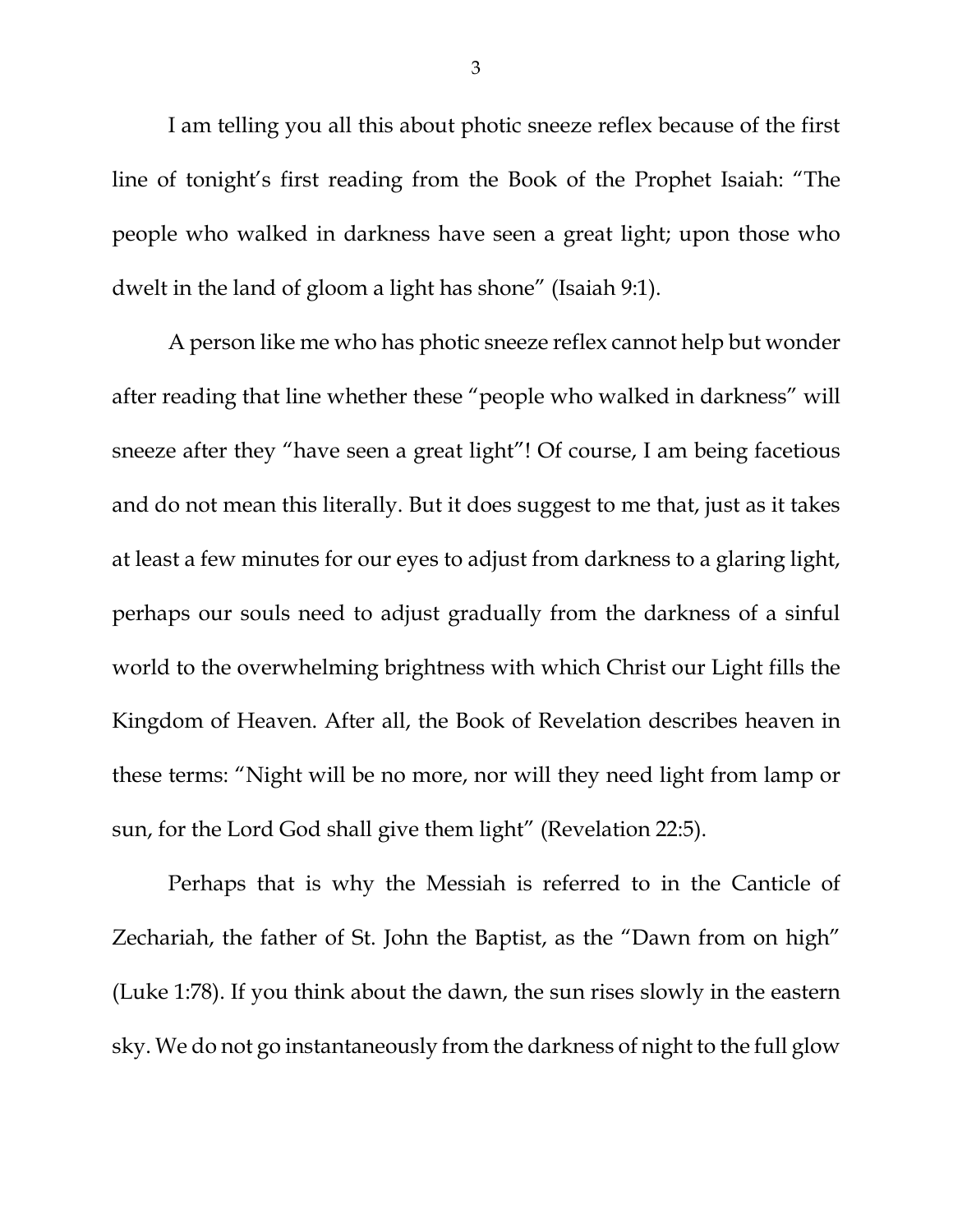I am telling you all this about photic sneeze reflex because of the first line of tonight's first reading from the Book of the Prophet Isaiah: "The people who walked in darkness have seen a great light; upon those who dwelt in the land of gloom a light has shone" (Isaiah 9:1).

A person like me who has photic sneeze reflex cannot help but wonder after reading that line whether these "people who walked in darkness" will sneeze after they "have seen a great light"! Of course, I am being facetious and do not mean this literally. But it does suggest to me that, just as it takes at least a few minutes for our eyes to adjust from darkness to a glaring light, perhaps our souls need to adjust gradually from the darkness of a sinful world to the overwhelming brightness with which Christ our Light fills the Kingdom of Heaven. After all, the Book of Revelation describes heaven in these terms: "Night will be no more, nor will they need light from lamp or sun, for the Lord God shall give them light" (Revelation 22:5).

Perhaps that is why the Messiah is referred to in the Canticle of Zechariah, the father of St. John the Baptist, as the "Dawn from on high" (Luke 1:78). If you think about the dawn, the sun rises slowly in the eastern sky. We do not go instantaneously from the darkness of night to the full glow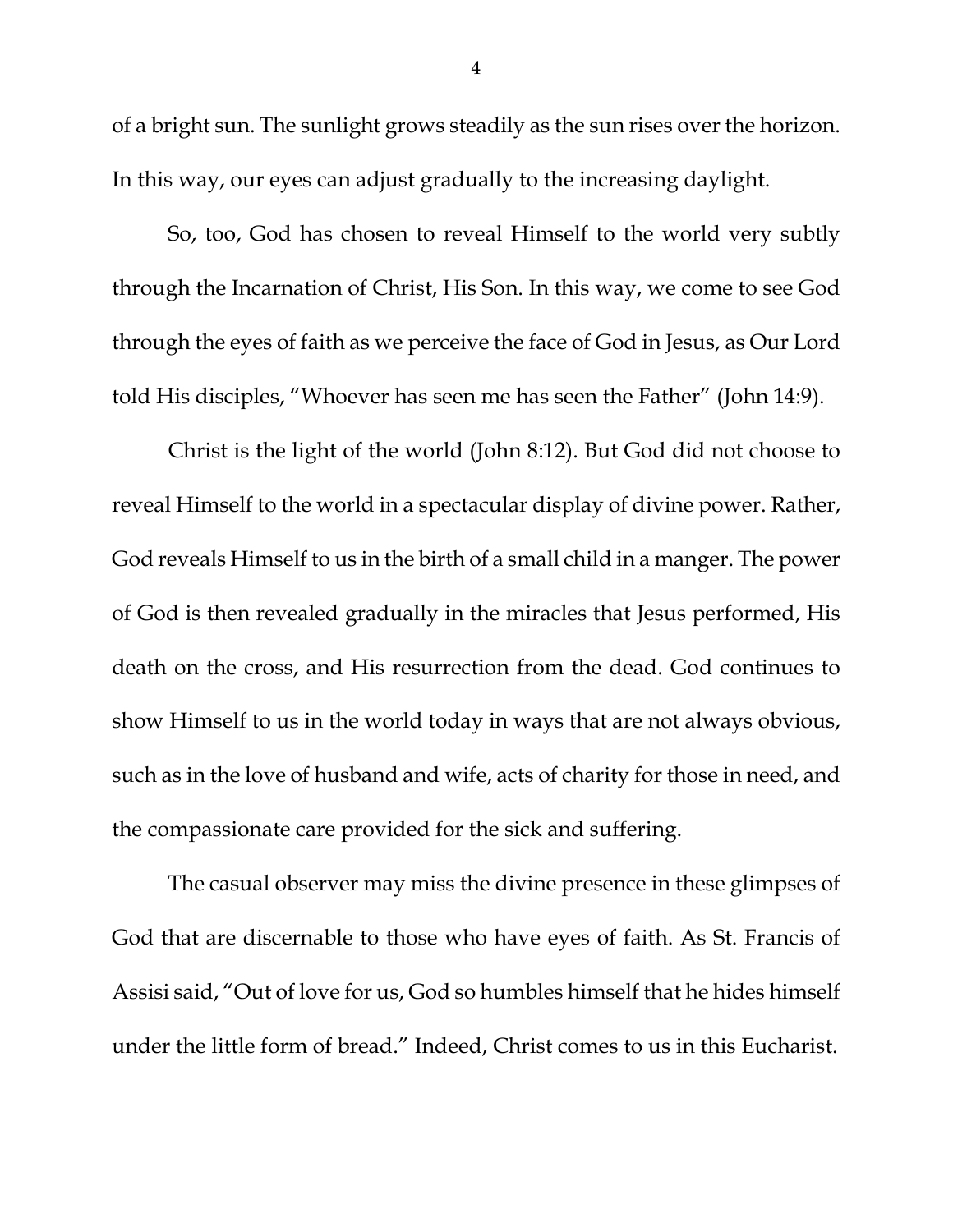of a bright sun. The sunlight grows steadily as the sun rises over the horizon. In this way, our eyes can adjust gradually to the increasing daylight.

So, too, God has chosen to reveal Himself to the world very subtly through the Incarnation of Christ, His Son. In this way, we come to see God through the eyes of faith as we perceive the face of God in Jesus, as Our Lord told His disciples, "Whoever has seen me has seen the Father" (John 14:9).

Christ is the light of the world (John 8:12). But God did not choose to reveal Himself to the world in a spectacular display of divine power. Rather, God reveals Himself to us in the birth of a small child in a manger. The power of God is then revealed gradually in the miracles that Jesus performed, His death on the cross, and His resurrection from the dead. God continues to show Himself to us in the world today in ways that are not always obvious, such as in the love of husband and wife, acts of charity for those in need, and the compassionate care provided for the sick and suffering.

The casual observer may miss the divine presence in these glimpses of God that are discernable to those who have eyes of faith. As St. Francis of Assisi said, "Out of love for us, God so humbles himself that he hides himself under the little form of bread." Indeed, Christ comes to us in this Eucharist.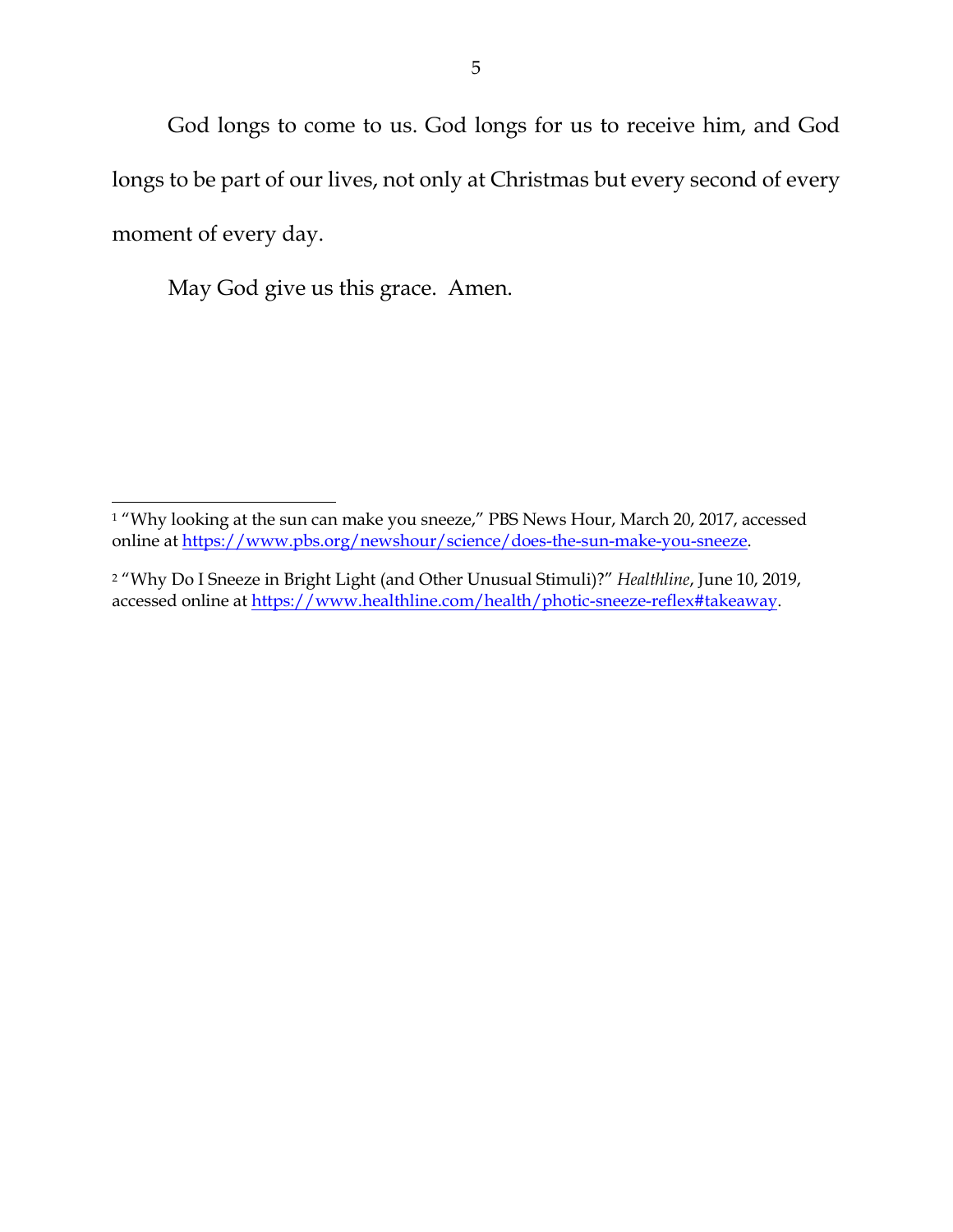God longs to come to us. God longs for us to receive him, and God longs to be part of our lives, not only at Christmas but every second of every moment of every day.

May God give us this grace.  Amen.

---

[1] "Why looking at the sun can make you sneeze," PBS News Hour, March 20, 2017, accessed online at [https://www.pbs.org/newshour/science/does-the-sun-make-you-sneeze](https://www.pbs.org/newshour/science/does-the-sun-make-you-sneeze).

[2] "Why Do I Sneeze in Bright Light (and Other Unusual Stimuli)?" *Healthline*, June 10, 2019, accessed online at [https://www.healthline.com/health/photic-sneeze-reflex#takeaway](https://www.healthline.com/health/photic-sneeze-reflex#takeaway).